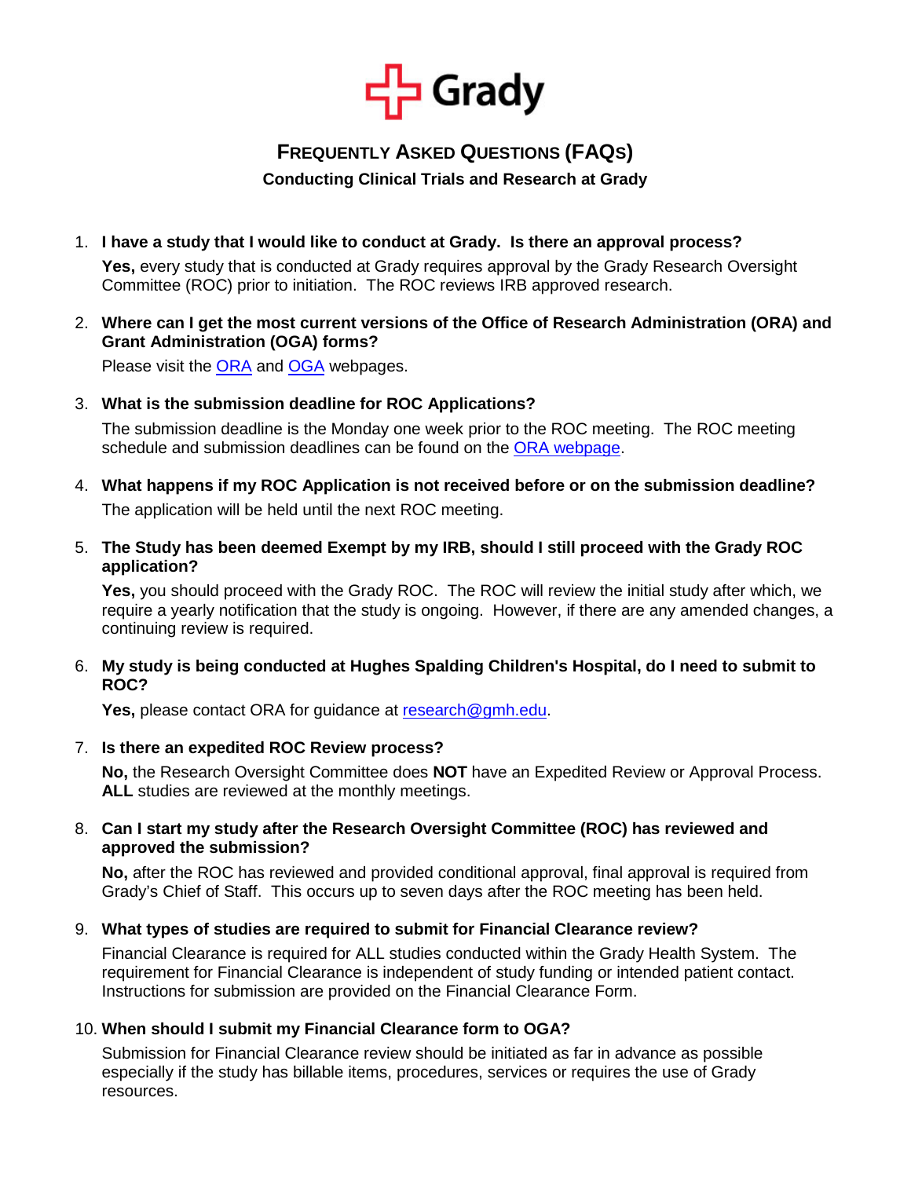Grady

# FREQUENTLY ASKED QUESTIONS (FAQS)

**Conducting Clinical Trials and Research at Grady**

1. **I have a study that I would like to conduct at Grady. Is there an approval process?**

   **Yes,** every study that is conducted at Grady requires approval by the Grady Research Oversight Committee (ROC) prior to initiation. The ROC reviews IRB approved research.

2. **Where can I get the most current versions of the Office of Research Administration (ORA) and Grant Administration (OGA) forms?**

   Please visit the ORA and OGA webpages.

3. **What is the submission deadline for ROC Applications?**

   The submission deadline is the Monday one week prior to the ROC meeting. The ROC meeting schedule and submission deadlines can be found on the ORA webpage.

4. **What happens if my ROC Application is not received before or on the submission deadline?**

   The application will be held until the next ROC meeting.

5. **The Study has been deemed Exempt by my IRB, should I still proceed with the Grady ROC application?**

   **Yes,** you should proceed with the Grady ROC. The ROC will review the initial study after which, we require a yearly notification that the study is ongoing. However, if there are any amended changes, a continuing review is required.

6. **My study is being conducted at Hughes Spalding Children's Hospital, do I need to submit to ROC?**

   **Yes,** please contact ORA for guidance at research@gmh.edu.

7. **Is there an expedited ROC Review process?**

   **No,** the Research Oversight Committee does **NOT** have an Expedited Review or Approval Process. **ALL** studies are reviewed at the monthly meetings.

8. **Can I start my study after the Research Oversight Committee (ROC) has reviewed and approved the submission?**

   **No,** after the ROC has reviewed and provided conditional approval, final approval is required from Grady's Chief of Staff. This occurs up to seven days after the ROC meeting has been held.

9. **What types of studies are required to submit for Financial Clearance review?**

   Financial Clearance is required for ALL studies conducted within the Grady Health System. The requirement for Financial Clearance is independent of study funding or intended patient contact. Instructions for submission are provided on the Financial Clearance Form.

10. **When should I submit my Financial Clearance form to OGA?**

    Submission for Financial Clearance review should be initiated as far in advance as possible especially if the study has billable items, procedures, services or requires the use of Grady resources.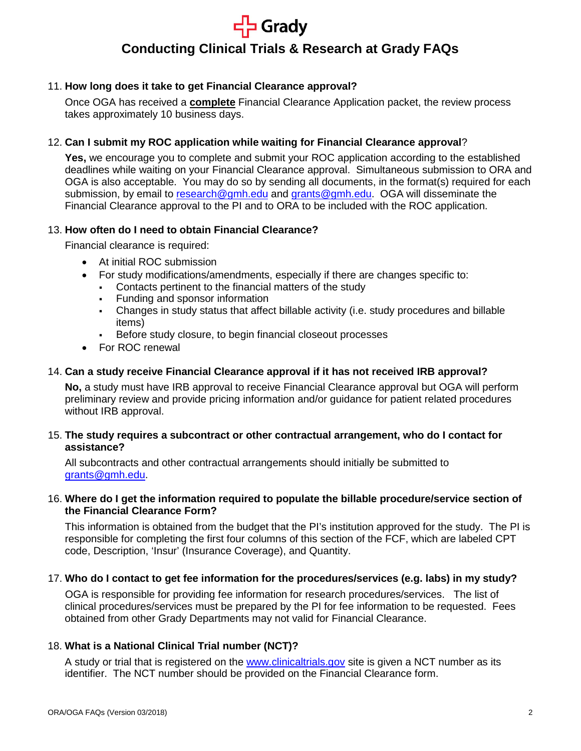# Conducting Clinical Trials & Research at Grady FAQs

11. **How long does it take to get Financial Clearance approval?**

    Once OGA has received a **complete** Financial Clearance Application packet, the review process takes approximately 10 business days.

12. **Can I submit my ROC application while waiting for Financial Clearance approval**?

    **Yes,** we encourage you to complete and submit your ROC application according to the established deadlines while waiting on your Financial Clearance approval. Simultaneous submission to ORA and OGA is also acceptable. You may do so by sending all documents, in the format(s) required for each submission, by email to research@gmh.edu and grants@gmh.edu. OGA will disseminate the Financial Clearance approval to the PI and to ORA to be included with the ROC application.

13. **How often do I need to obtain Financial Clearance?**

    Financial clearance is required:

    - At initial ROC submission
    - For study modifications/amendments, especially if there are changes specific to:
      - Contacts pertinent to the financial matters of the study
      - Funding and sponsor information
      - Changes in study status that affect billable activity (i.e. study procedures and billable items)
      - Before study closure, to begin financial closeout processes
    - For ROC renewal

14. **Can a study receive Financial Clearance approval if it has not received IRB approval?**

    **No,** a study must have IRB approval to receive Financial Clearance approval but OGA will perform preliminary review and provide pricing information and/or guidance for patient related procedures without IRB approval.

15. **The study requires a subcontract or other contractual arrangement, who do I contact for assistance?**

    All subcontracts and other contractual arrangements should initially be submitted to grants@gmh.edu.

16. **Where do I get the information required to populate the billable procedure/service section of the Financial Clearance Form?**

    This information is obtained from the budget that the PI's institution approved for the study. The PI is responsible for completing the first four columns of this section of the FCF, which are labeled CPT code, Description, 'Insur' (Insurance Coverage), and Quantity.

17. **Who do I contact to get fee information for the procedures/services (e.g. labs) in my study?**

    OGA is responsible for providing fee information for research procedures/services. The list of clinical procedures/services must be prepared by the PI for fee information to be requested. Fees obtained from other Grady Departments may not valid for Financial Clearance.

18. **What is a National Clinical Trial number (NCT)?**

    A study or trial that is registered on the www.clinicaltrials.gov site is given a NCT number as its identifier. The NCT number should be provided on the Financial Clearance form.

ORA/OGA FAQs (Version 03/2018)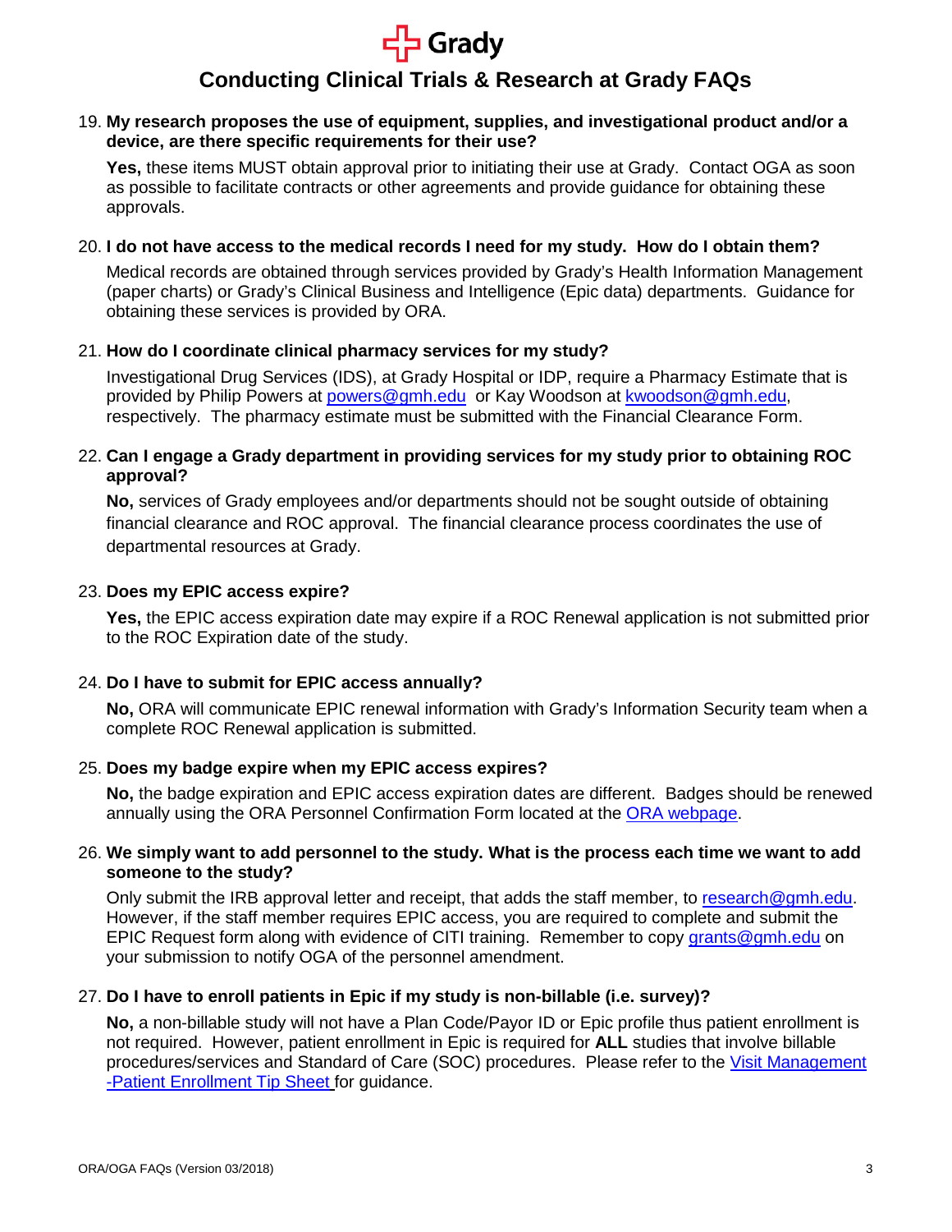# Conducting Clinical Trials & Research at Grady FAQs

19. **My research proposes the use of equipment, supplies, and investigational product and/or a device, are there specific requirements for their use?**

    **Yes,** these items MUST obtain approval prior to initiating their use at Grady. Contact OGA as soon as possible to facilitate contracts or other agreements and provide guidance for obtaining these approvals.

20. **I do not have access to the medical records I need for my study. How do I obtain them?**

    Medical records are obtained through services provided by Grady's Health Information Management (paper charts) or Grady's Clinical Business and Intelligence (Epic data) departments. Guidance for obtaining these services is provided by ORA.

21. **How do I coordinate clinical pharmacy services for my study?**

    Investigational Drug Services (IDS), at Grady Hospital or IDP, require a Pharmacy Estimate that is provided by Philip Powers at [powers@gmh.edu](mailto:powers@gmh.edu) or Kay Woodson at [kwoodson@gmh.edu](mailto:kwoodson@gmh.edu), respectively. The pharmacy estimate must be submitted with the Financial Clearance Form.

22. **Can I engage a Grady department in providing services for my study prior to obtaining ROC approval?**

    **No,** services of Grady employees and/or departments should not be sought outside of obtaining financial clearance and ROC approval. The financial clearance process coordinates the use of departmental resources at Grady.

23. **Does my EPIC access expire?**

    **Yes,** the EPIC access expiration date may expire if a ROC Renewal application is not submitted prior to the ROC Expiration date of the study.

24. **Do I have to submit for EPIC access annually?**

    **No,** ORA will communicate EPIC renewal information with Grady's Information Security team when a complete ROC Renewal application is submitted.

25. **Does my badge expire when my EPIC access expires?**

    **No,** the badge expiration and EPIC access expiration dates are different. Badges should be renewed annually using the ORA Personnel Confirmation Form located at the ORA webpage.

26. **We simply want to add personnel to the study. What is the process each time we want to add someone to the study?**

    Only submit the IRB approval letter and receipt, that adds the staff member, to [research@gmh.edu](mailto:research@gmh.edu). However, if the staff member requires EPIC access, you are required to complete and submit the EPIC Request form along with evidence of CITI training. Remember to copy [grants@gmh.edu](mailto:grants@gmh.edu) on your submission to notify OGA of the personnel amendment.

27. **Do I have to enroll patients in Epic if my study is non-billable (i.e. survey)?**

    **No,** a non-billable study will not have a Plan Code/Payor ID or Epic profile thus patient enrollment is not required. However, patient enrollment in Epic is required for **ALL** studies that involve billable procedures/services and Standard of Care (SOC) procedures. Please refer to the Visit Management -Patient Enrollment Tip Sheet for guidance.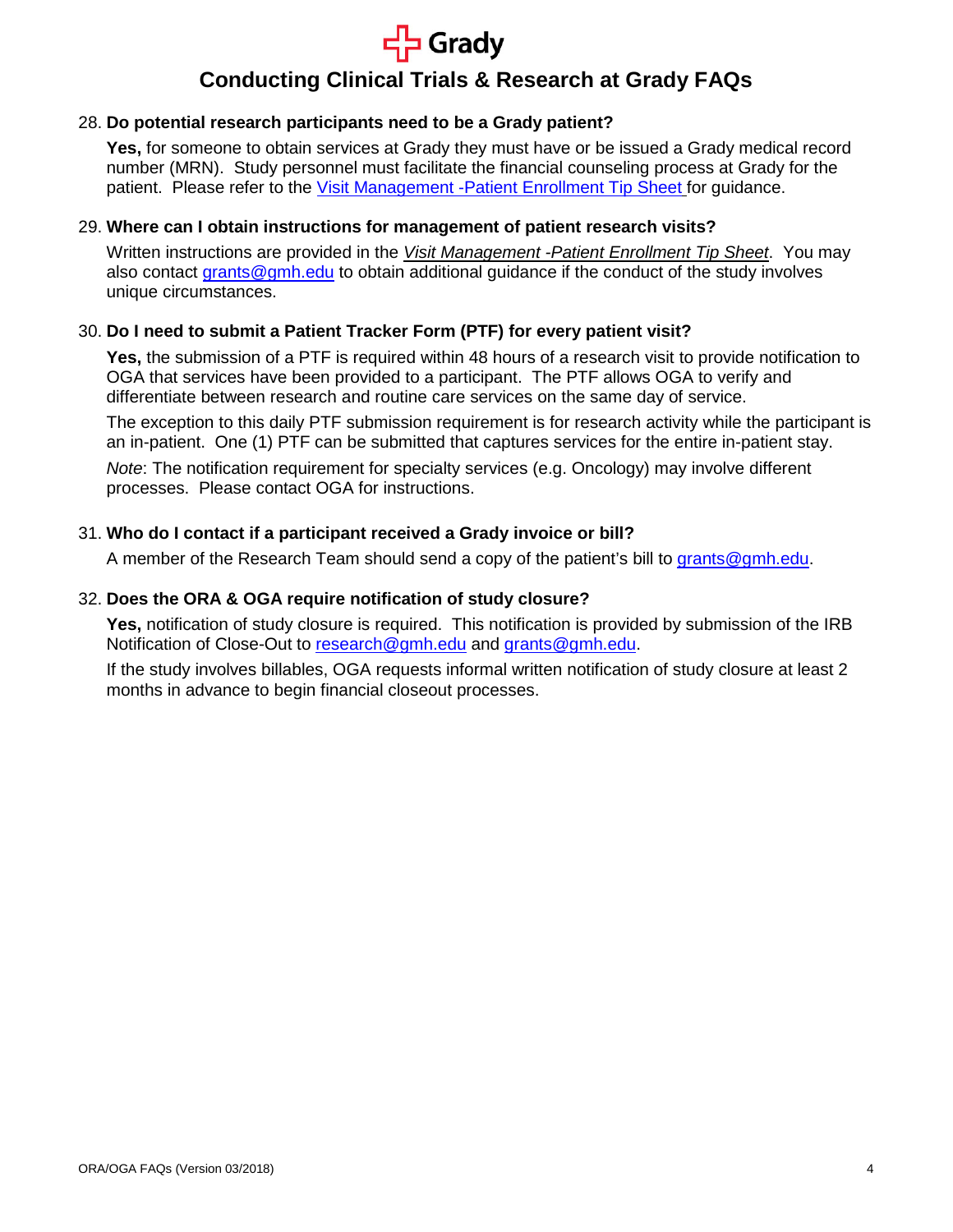# Conducting Clinical Trials & Research at Grady FAQs

28. **Do potential research participants need to be a Grady patient?**

    **Yes,** for someone to obtain services at Grady they must have or be issued a Grady medical record number (MRN). Study personnel must facilitate the financial counseling process at Grady for the patient. Please refer to the Visit Management -Patient Enrollment Tip Sheet for guidance.

29. **Where can I obtain instructions for management of patient research visits?**

    Written instructions are provided in the *Visit Management -Patient Enrollment Tip Sheet*. You may also contact grants@gmh.edu to obtain additional guidance if the conduct of the study involves unique circumstances.

30. **Do I need to submit a Patient Tracker Form (PTF) for every patient visit?**

    **Yes,** the submission of a PTF is required within 48 hours of a research visit to provide notification to OGA that services have been provided to a participant. The PTF allows OGA to verify and differentiate between research and routine care services on the same day of service.

    The exception to this daily PTF submission requirement is for research activity while the participant is an in-patient. One (1) PTF can be submitted that captures services for the entire in-patient stay.

    *Note*: The notification requirement for specialty services (e.g. Oncology) may involve different processes. Please contact OGA for instructions.

31. **Who do I contact if a participant received a Grady invoice or bill?**

    A member of the Research Team should send a copy of the patient's bill to grants@gmh.edu.

32. **Does the ORA & OGA require notification of study closure?**

    **Yes,** notification of study closure is required. This notification is provided by submission of the IRB Notification of Close-Out to research@gmh.edu and grants@gmh.edu.

    If the study involves billables, OGA requests informal written notification of study closure at least 2 months in advance to begin financial closeout processes.